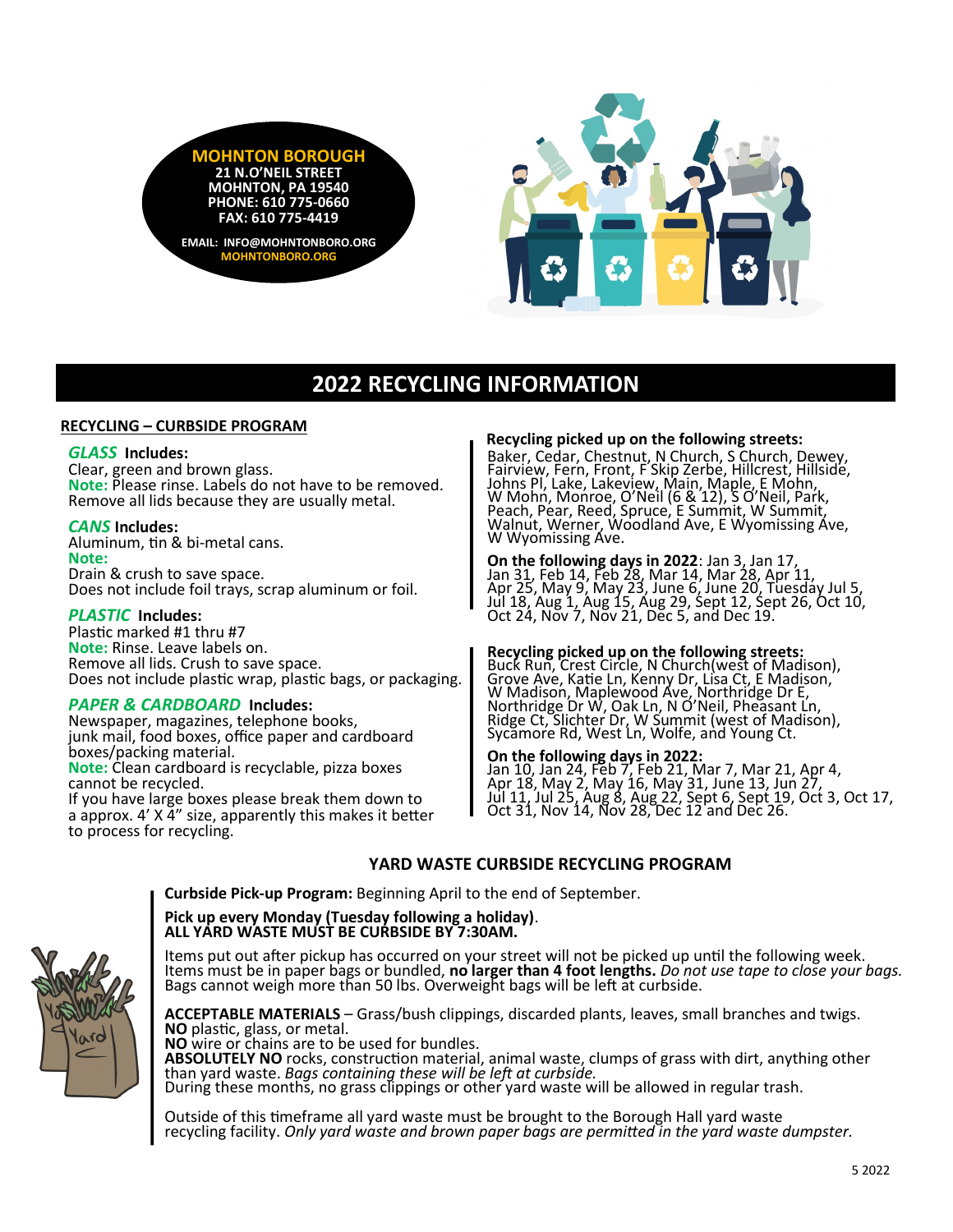**MOHNTON BOROUGH**
**21 N.O'NEIL STREET**
**MOHNTON, PA 19540**
**PHONE: 610 775-0660**
**FAX: 610 775-4419**

**EMAIL: INFO@MOHNTONBORO.ORG**
**MOHNTONBORO.ORG**

# 2022 RECYCLING INFORMATION

## RECYCLING – CURBSIDE PROGRAM

***GLASS*** **Includes:**
Clear, green and brown glass.
**Note:** Please rinse. Labels do not have to be removed.
Remove all lids because they are usually metal.

***CANS*** **Includes:**
Aluminum, tin & bi-metal cans.
**Note:**
Drain & crush to save space.
Does not include foil trays, scrap aluminum or foil.

***PLASTIC*** **Includes:**
Plastic marked #1 thru #7
**Note:** Rinse. Leave labels on.
Remove all lids. Crush to save space.
Does not include plastic wrap, plastic bags, or packaging.

***PAPER & CARDBOARD*** **Includes:**
Newspaper, magazines, telephone books, junk mail, food boxes, office paper and cardboard boxes/packing material.
**Note:** Clean cardboard is recyclable, pizza boxes cannot be recycled.
If you have large boxes please break them down to a approx. 4' X 4" size, apparently this makes it better to process for recycling.

**Recycling picked up on the following streets:**
Baker, Cedar, Chestnut, N Church, S Church, Dewey, Fairview, Fern, Front, F Skip Zerbe, Hillcrest, Hillside, Johns Pl, Lake, Lakeview, Main, Maple, E Mohn, W Mohn, Monroe, O'Neil (6 & 12), S O'Neil, Park, Peach, Pear, Reed, Spruce, E Summit, W Summit, Walnut, Werner, Woodland Ave, E Wyomissing Ave, W Wyomissing Ave.

**On the following days in 2022**: Jan 3, Jan 17, Jan 31, Feb 14, Feb 28, Mar 14, Mar 28, Apr 11, Apr 25, May 9, May 23, June 6, June 20, Tuesday Jul 5, Jul 18, Aug 1, Aug 15, Aug 29, Sept 12, Sept 26, Oct 10, Oct 24, Nov 7, Nov 21, Dec 5, and Dec 19.

**Recycling picked up on the following streets:**
Buck Run, Crest Circle, N Church(west of Madison), Grove Ave, Katie Ln, Kenny Dr, Lisa Ct, E Madison, W Madison, Maplewood Ave, Northridge Dr E, Northridge Dr W, Oak Ln, N O'Neil, Pheasant Ln, Ridge Ct, Slichter Dr, W Summit (west of Madison), Sycamore Rd, West Ln, Wolfe, and Young Ct.

**On the following days in 2022:**
Jan 10, Jan 24, Feb 7, Feb 21, Mar 7, Mar 21, Apr 4, Apr 18, May 2, May 16, May 31, June 13, Jun 27, Jul 11, Jul 25, Aug 8, Aug 22, Sept 6, Sept 19, Oct 3, Oct 17, Oct 31, Nov 14, Nov 28, Dec 12 and Dec 26.

## YARD WASTE CURBSIDE RECYCLING PROGRAM

**Curbside Pick-up Program:** Beginning April to the end of September.

**Pick up every Monday (Tuesday following a holiday).**
**ALL YARD WASTE MUST BE CURBSIDE BY 7:30AM.**

Items put out after pickup has occurred on your street will not be picked up until the following week.
Items must be in paper bags or bundled, **no larger than 4 foot lengths.** *Do not use tape to close your bags.*
Bags cannot weigh more than 50 lbs. Overweight bags will be left at curbside.

**ACCEPTABLE MATERIALS** – Grass/bush clippings, discarded plants, leaves, small branches and twigs.
**NO** plastic, glass, or metal.
**NO** wire or chains are to be used for bundles.
**ABSOLUTELY NO** rocks, construction material, animal waste, clumps of grass with dirt, anything other than yard waste. *Bags containing these will be left at curbside.*
During these months, no grass clippings or other yard waste will be allowed in regular trash.

Outside of this timeframe all yard waste must be brought to the Borough Hall yard waste recycling facility. *Only yard waste and brown paper bags are permitted in the yard waste dumpster.*

5 2022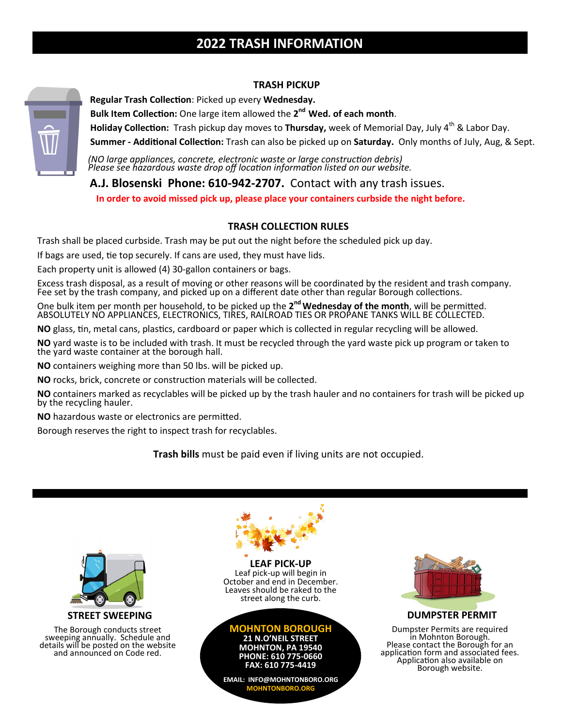# 2022 TRASH INFORMATION

## TRASH PICKUP

**Regular Trash Collection**: Picked up every **Wednesday.**

**Bulk Item Collection:** One large item allowed the **2nd Wed. of each month**.

**Holiday Collection:** Trash pickup day moves to **Thursday,** week of Memorial Day, July 4th & Labor Day.

**Summer - Additional Collection:** Trash can also be picked up on **Saturday.** Only months of July, Aug, & Sept.

*(NO large appliances, concrete, electronic waste or large construction debris)*
*Please see hazardous waste drop off location information listed on our website.*

**A.J. Blosenski Phone: 610-942-2707.** Contact with any trash issues.

**In order to avoid missed pick up, please place your containers curbside the night before.**

## TRASH COLLECTION RULES

Trash shall be placed curbside. Trash may be put out the night before the scheduled pick up day.

If bags are used, tie the top securely. If cans are used, they must have lids.

Each property unit is allowed (4) 30-gallon containers or bags.

Excess trash disposal, as a result of moving or other reasons will be coordinated by the resident and trash company. Fee set by the trash company, and picked up on a different date other than regular Borough collections.

One bulk item per month per household, to be picked up the **2nd Wednesday of the month**, will be permitted. ABSOLUTELY NO APPLIANCES, ELECTRONICS, TIRES, RAILROAD TIES OR PROPANE TANKS WILL BE COLLECTED.

**NO** glass, tin, metal cans, plastics, cardboard or paper which is collected in regular recycling will be allowed.

**NO** yard waste is to be included with trash. It must be recycled through the yard waste pick up program or taken to the yard waste container at the borough hall.

**NO** containers weighing more than 50 lbs. will be picked up.

**NO** rocks, brick, concrete or construction materials will be collected.

**NO** containers marked as recyclables will be picked up by the trash hauler and no containers for trash will be picked up by the recycling hauler.

**NO** hazardous waste or electronics are permitted.

Borough reserves the right to inspect trash for recyclables.

**Trash bills** must be paid even if living units are not occupied.

### STREET SWEEPING

The Borough conducts street sweeping annually. Schedule and details will be posted on the website and announced on Code red.

### LEAF PICK-UP

Leaf pick-up will begin in October and end in December. Leaves should be raked to the street along the curb.

**MOHNTON BOROUGH**
**21 N.O'NEIL STREET**
**MOHNTON, PA 19540**
**PHONE: 610 775-0660**
**FAX: 610 775-4419**

**EMAIL: INFO@MOHNTONBORO.ORG**
**MOHNTONBORO.ORG**

### DUMPSTER PERMIT

Dumpster Permits are required in Mohnton Borough. Please contact the Borough for an application form and associated fees. Application also available on Borough website.